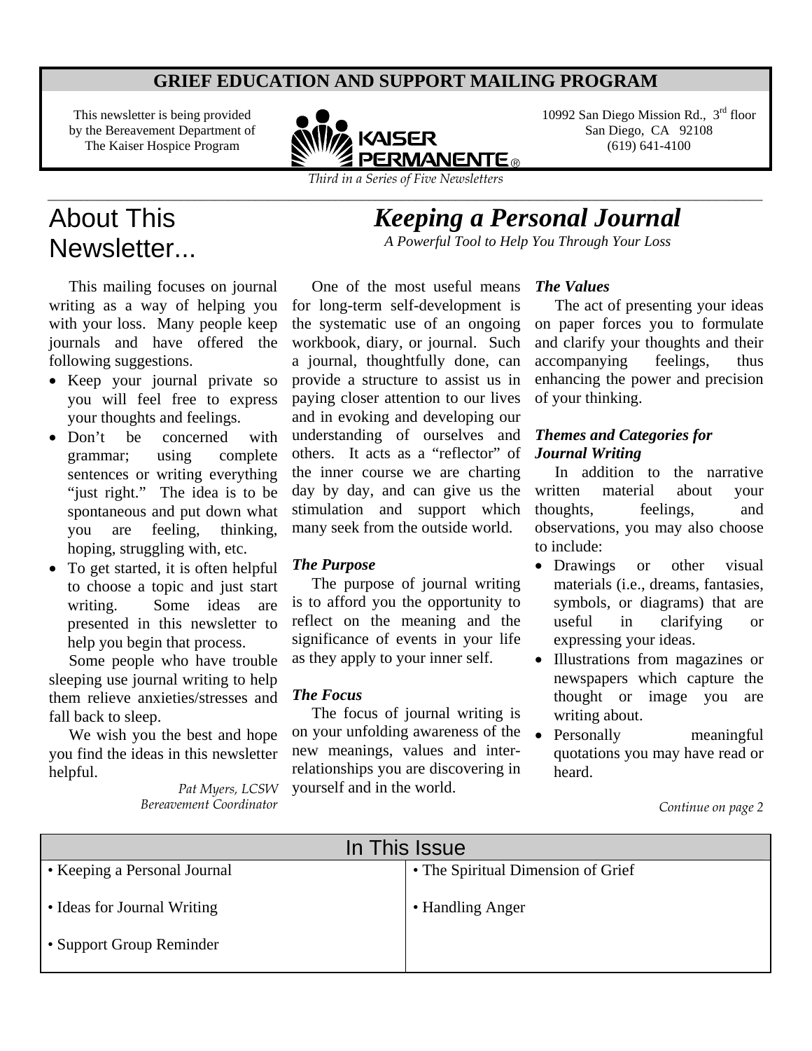# GRIEF EDUCATION AND SUPPORT MAILING PROGRAM

This newsletter is being provided by the Bereavement Department of The Kaiser Hospice Program

KAISER PERMANENTE®

10992 San Diego Mission Rd., 3rd floor
San Diego, CA 92108
(619) 641-4100

*Third in a Series of Five Newsletters*

## About This Newsletter...

This mailing focuses on journal writing as a way of helping you with your loss. Many people keep journals and have offered the following suggestions.

- Keep your journal private so you will feel free to express your thoughts and feelings.
- Don't be concerned with grammar; using complete sentences or writing everything "just right." The idea is to be spontaneous and put down what you are feeling, thinking, hoping, struggling with, etc.
- To get started, it is often helpful to choose a topic and just start writing. Some ideas are presented in this newsletter to help you begin that process.

Some people who have trouble sleeping use journal writing to help them relieve anxieties/stresses and fall back to sleep.

We wish you the best and hope you find the ideas in this newsletter helpful.

*Pat Myers, LCSW*
*Bereavement Coordinator*

## *Keeping a Personal Journal*

*A Powerful Tool to Help You Through Your Loss*

One of the most useful means for long-term self-development is the systematic use of an ongoing workbook, diary, or journal. Such a journal, thoughtfully done, can provide a structure to assist us in paying closer attention to our lives and in evoking and developing our understanding of ourselves and others. It acts as a "reflector" of the inner course we are charting day by day, and can give us the stimulation and support which many seek from the outside world.

### *The Purpose*

The purpose of journal writing is to afford you the opportunity to reflect on the meaning and the significance of events in your life as they apply to your inner self.

### *The Focus*

The focus of journal writing is on your unfolding awareness of the new meanings, values and inter-relationships you are discovering in yourself and in the world.

### *The Values*

The act of presenting your ideas on paper forces you to formulate and clarify your thoughts and their accompanying feelings, thus enhancing the power and precision of your thinking.

### *Themes and Categories for Journal Writing*

In addition to the narrative written material about your thoughts, feelings, and observations, you may also choose to include:

- Drawings or other visual materials (i.e., dreams, fantasies, symbols, or diagrams) that are useful in clarifying or expressing your ideas.
- Illustrations from magazines or newspapers which capture the thought or image you are writing about.
- Personally meaningful quotations you may have read or heard.

*Continue on page 2*

| In This Issue | |
|---|---|
| • Keeping a Personal Journal | • The Spiritual Dimension of Grief |
| • Ideas for Journal Writing | • Handling Anger |
| • Support Group Reminder | |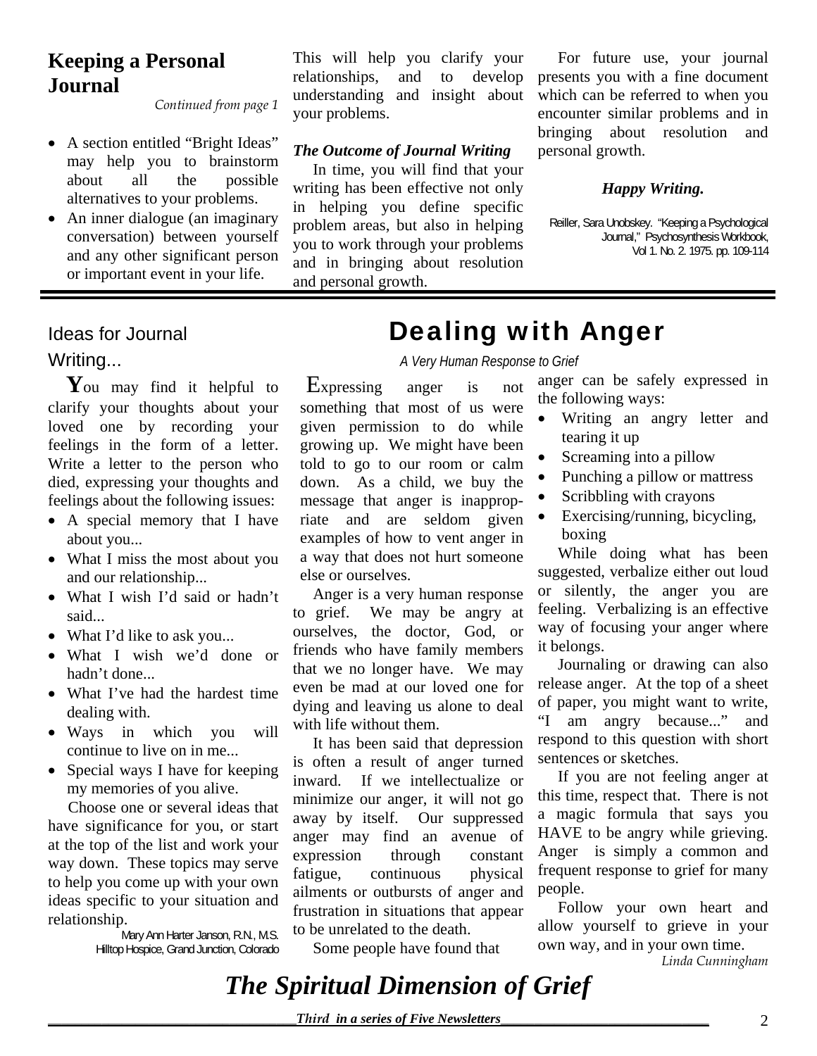## Keeping a Personal Journal

*Continued from page 1*

- A section entitled "Bright Ideas" may help you to brainstorm about all the possible alternatives to your problems.
- An inner dialogue (an imaginary conversation) between yourself and any other significant person or important event in your life.

This will help you clarify your relationships, and to develop understanding and insight about your problems.

***The Outcome of Journal Writing***

In time, you will find that your writing has been effective not only in helping you define specific problem areas, but also in helping you to work through your problems and in bringing about resolution and personal growth.

For future use, your journal presents you with a fine document which can be referred to when you encounter similar problems and in bringing about resolution and personal growth.

***Happy Writing.***

Reiller, Sara Unobskey. "Keeping a Psychological Journal," Psychosynthesis Workbook, Vol 1. No. 2. 1975. pp. 109-114

---

### Ideas for Journal Writing...

**Y**ou may find it helpful to clarify your thoughts about your loved one by recording your feelings in the form of a letter. Write a letter to the person who died, expressing your thoughts and feelings about the following issues:

- A special memory that I have about you...
- What I miss the most about you and our relationship...
- What I wish I'd said or hadn't said...
- What I'd like to ask you...
- What I wish we'd done or hadn't done...
- What I've had the hardest time dealing with.
- Ways in which you will continue to live on in me...
- Special ways I have for keeping my memories of you alive.

Choose one or several ideas that have significance for you, or start at the top of the list and work your way down. These topics may serve to help you come up with your own ideas specific to your situation and relationship.

Mary Ann Harter Janson, R.N., M.S.
Hilltop Hospice, Grand Junction, Colorado

## Dealing with Anger

*A Very Human Response to Grief*

Expressing anger is not something that most of us were given permission to do while growing up. We might have been told to go to our room or calm down. As a child, we buy the message that anger is inappropriate and are seldom given examples of how to vent anger in a way that does not hurt someone else or ourselves.

Anger is a very human response to grief. We may be angry at ourselves, the doctor, God, or friends who have family members that we no longer have. We may even be mad at our loved one for dying and leaving us alone to deal with life without them.

It has been said that depression is often a result of anger turned inward. If we intellectualize or minimize our anger, it will not go away by itself. Our suppressed anger may find an avenue of expression through constant fatigue, continuous physical ailments or outbursts of anger and frustration in situations that appear to be unrelated to the death.

Some people have found that anger can be safely expressed in the following ways:

- Writing an angry letter and tearing it up
- Screaming into a pillow
- Punching a pillow or mattress
- Scribbling with crayons
- Exercising/running, bicycling, boxing

While doing what has been suggested, verbalize either out loud or silently, the anger you are feeling. Verbalizing is an effective way of focusing your anger where it belongs.

Journaling or drawing can also release anger. At the top of a sheet of paper, you might want to write, "I am angry because..." and respond to this question with short sentences or sketches.

If you are not feeling anger at this time, respect that. There is not a magic formula that says you HAVE to be angry while grieving. Anger is simply a common and frequent response to grief for many people.

Follow your own heart and allow yourself to grieve in your own way, and in your own time.

*Linda Cunningham*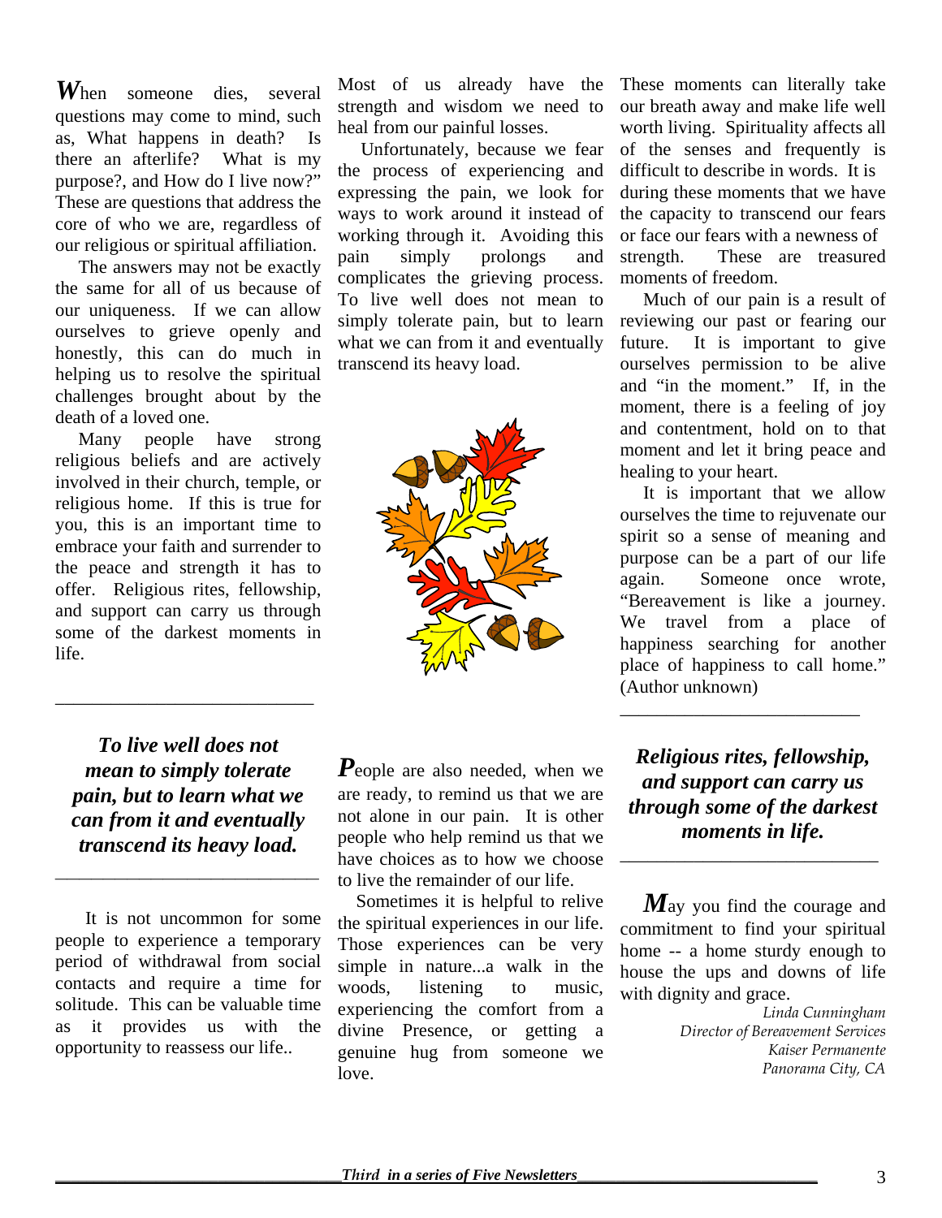***W****hen* someone dies, several questions may come to mind, such as, What happens in death? Is there an afterlife? What is my purpose?, and How do I live now?" These are questions that address the core of who we are, regardless of our religious or spiritual affiliation.

The answers may not be exactly the same for all of us because of our uniqueness. If we can allow ourselves to grieve openly and honestly, this can do much in helping us to resolve the spiritual challenges brought about by the death of a loved one.

Many people have strong religious beliefs and are actively involved in their church, temple, or religious home. If this is true for you, this is an important time to embrace your faith and surrender to the peace and strength it has to offer. Religious rites, fellowship, and support can carry us through some of the darkest moments in life.

Most of us already have the strength and wisdom we need to heal from our painful losses.

Unfortunately, because we fear the process of experiencing and expressing the pain, we look for ways to work around it instead of working through it. Avoiding this pain simply prolongs and complicates the grieving process. To live well does not mean to simply tolerate pain, but to learn what we can from it and eventually transcend its heavy load.

These moments can literally take our breath away and make life well worth living. Spirituality affects all of the senses and frequently is difficult to describe in words. It is during these moments that we have the capacity to transcend our fears or face our fears with a newness of strength. These are treasured moments of freedom.

Much of our pain is a result of reviewing our past or fearing our future. It is important to give ourselves permission to be alive and "in the moment." If, in the moment, there is a feeling of joy and contentment, hold on to that moment and let it bring peace and healing to your heart.

It is important that we allow ourselves the time to rejuvenate our spirit so a sense of meaning and purpose can be a part of our life again. Someone once wrote, "Bereavement is like a journey. We travel from a place of happiness searching for another place of happiness to call home." (Author unknown)

---

***To live well does not mean to simply tolerate pain, but to learn what we can from it and eventually transcend its heavy load.***

---

It is not uncommon for some people to experience a temporary period of withdrawal from social contacts and require a time for solitude. This can be valuable time as it provides us with the opportunity to reassess our life..

***P****eople* are also needed, when we are ready, to remind us that we are not alone in our pain. It is other people who help remind us that we have choices as to how we choose to live the remainder of our life.

Sometimes it is helpful to relive the spiritual experiences in our life. Those experiences can be very simple in nature...a walk in the woods, listening to music, experiencing the comfort from a divine Presence, or getting a genuine hug from someone we love.

---

***Religious rites, fellowship, and support can carry us through some of the darkest moments in life.***

---

***M****ay* you find the courage and commitment to find your spiritual home -- a home sturdy enough to house the ups and downs of life with dignity and grace.

*Linda Cunningham*
*Director of Bereavement Services*
*Kaiser Permanente*
*Panorama City, CA*

***Third in a series of Five Newsletters***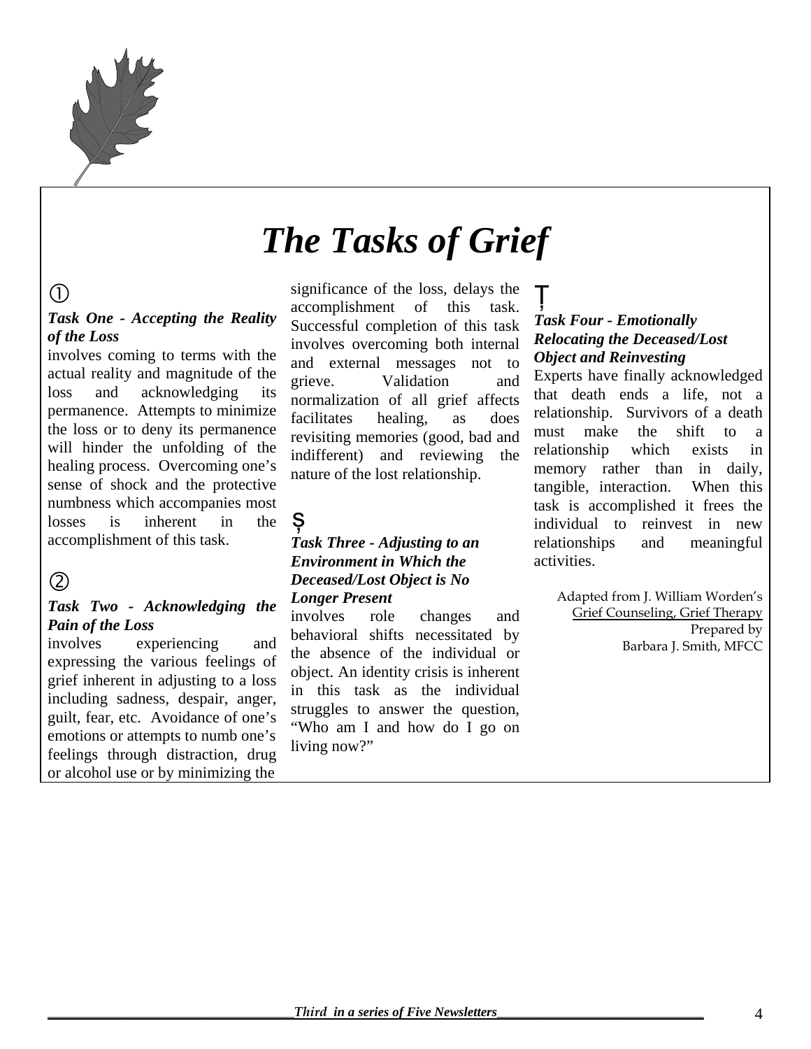# The Tasks of Grief

①

***Task One - Accepting the Reality of the Loss***

involves coming to terms with the actual reality and magnitude of the loss and acknowledging its permanence. Attempts to minimize the loss or to deny its permanence will hinder the unfolding of the healing process. Overcoming one's sense of shock and the protective numbness which accompanies most losses is inherent in the accomplishment of this task.

②

***Task Two - Acknowledging the Pain of the Loss***

involves experiencing and expressing the various feelings of grief inherent in adjusting to a loss including sadness, despair, anger, guilt, fear, etc. Avoidance of one's emotions or attempts to numb one's feelings through distraction, drug or alcohol use or by minimizing the significance of the loss, delays the accomplishment of this task. Successful completion of this task involves overcoming both internal and external messages not to grieve. Validation and normalization of all grief affects facilitates healing, as does revisiting memories (good, bad and indifferent) and reviewing the nature of the lost relationship.

③

***Task Three - Adjusting to an Environment in Which the Deceased/Lost Object is No Longer Present***

involves role changes and behavioral shifts necessitated by the absence of the individual or object. An identity crisis is inherent in this task as the individual struggles to answer the question, "Who am I and how do I go on living now?"

④

***Task Four - Emotionally Relocating the Deceased/Lost Object and Reinvesting***

Experts have finally acknowledged that death ends a life, not a relationship. Survivors of a death must make the shift to a relationship which exists in memory rather than in daily, tangible, interaction. When this task is accomplished it frees the individual to reinvest in new relationships and meaningful activities.

Adapted from J. William Worden's
Grief Counseling, Grief Therapy
Prepared by
Barbara J. Smith, MFCC

*Third in a series of Five Newsletters*